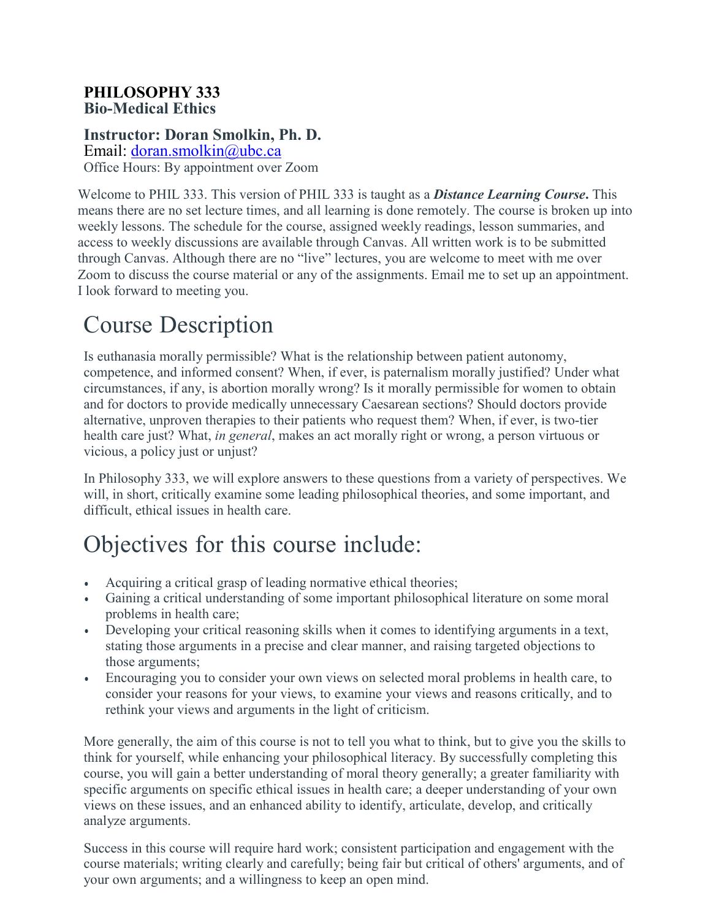# PHILOSOPHY 333
**Bio-Medical Ethics**

### Instructor: Doran Smolkin, Ph. D.

Email: doran.smolkin@ubc.ca

Office Hours: By appointment over Zoom

Welcome to PHIL 333. This version of PHIL 333 is taught as a ***Distance Learning Course*.** This means there are no set lecture times, and all learning is done remotely. The course is broken up into weekly lessons. The schedule for the course, assigned weekly readings, lesson summaries, and access to weekly discussions are available through Canvas. All written work is to be submitted through Canvas. Although there are no "live" lectures, you are welcome to meet with me over Zoom to discuss the course material or any of the assignments. Email me to set up an appointment. I look forward to meeting you.

## Course Description

Is euthanasia morally permissible? What is the relationship between patient autonomy, competence, and informed consent? When, if ever, is paternalism morally justified? Under what circumstances, if any, is abortion morally wrong? Is it morally permissible for women to obtain and for doctors to provide medically unnecessary Caesarean sections? Should doctors provide alternative, unproven therapies to their patients who request them? When, if ever, is two-tier health care just? What, *in general*, makes an act morally right or wrong, a person virtuous or vicious, a policy just or unjust?

In Philosophy 333, we will explore answers to these questions from a variety of perspectives. We will, in short, critically examine some leading philosophical theories, and some important, and difficult, ethical issues in health care.

## Objectives for this course include:

- Acquiring a critical grasp of leading normative ethical theories;
- Gaining a critical understanding of some important philosophical literature on some moral problems in health care;
- Developing your critical reasoning skills when it comes to identifying arguments in a text, stating those arguments in a precise and clear manner, and raising targeted objections to those arguments;
- Encouraging you to consider your own views on selected moral problems in health care, to consider your reasons for your views, to examine your views and reasons critically, and to rethink your views and arguments in the light of criticism.

More generally, the aim of this course is not to tell you what to think, but to give you the skills to think for yourself, while enhancing your philosophical literacy. By successfully completing this course, you will gain a better understanding of moral theory generally; a greater familiarity with specific arguments on specific ethical issues in health care; a deeper understanding of your own views on these issues, and an enhanced ability to identify, articulate, develop, and critically analyze arguments.

Success in this course will require hard work; consistent participation and engagement with the course materials; writing clearly and carefully; being fair but critical of others' arguments, and of your own arguments; and a willingness to keep an open mind.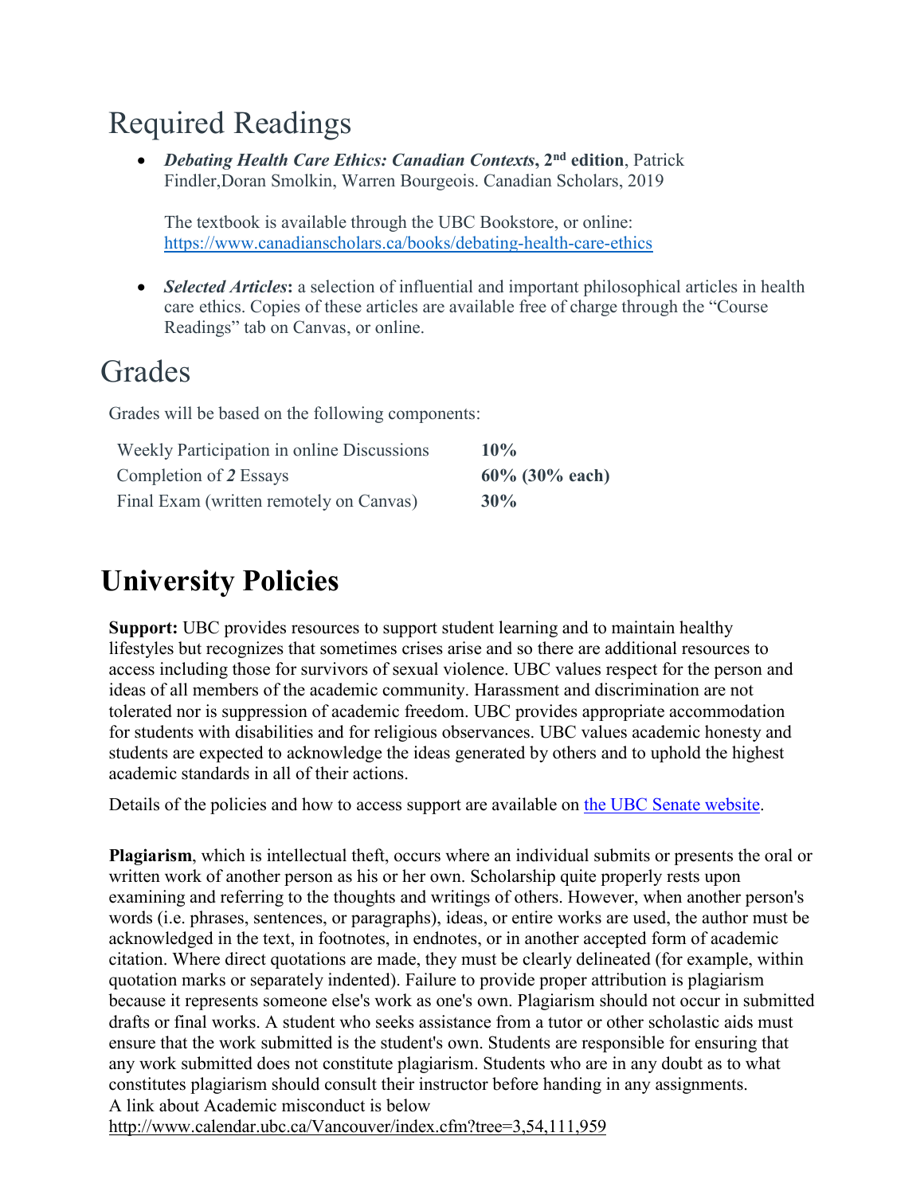## Required Readings

- ***Debating Health Care Ethics: Canadian Contexts*, 2nd edition**, Patrick Findler,Doran Smolkin, Warren Bourgeois. Canadian Scholars, 2019

  The textbook is available through the UBC Bookstore, or online: https://www.canadianscholars.ca/books/debating-health-care-ethics

- ***Selected Articles*:** a selection of influential and important philosophical articles in health care ethics. Copies of these articles are available free of charge through the "Course Readings" tab on Canvas, or online.

## Grades

Grades will be based on the following components:

| | |
|---|---|
| Weekly Participation in online Discussions | **10%** |
| Completion of ***2*** Essays | **60% (30% each)** |
| Final Exam (written remotely on Canvas) | **30%** |

# University Policies

**Support:** UBC provides resources to support student learning and to maintain healthy lifestyles but recognizes that sometimes crises arise and so there are additional resources to access including those for survivors of sexual violence. UBC values respect for the person and ideas of all members of the academic community. Harassment and discrimination are not tolerated nor is suppression of academic freedom. UBC provides appropriate accommodation for students with disabilities and for religious observances. UBC values academic honesty and students are expected to acknowledge the ideas generated by others and to uphold the highest academic standards in all of their actions.

Details of the policies and how to access support are available on the UBC Senate website.

**Plagiarism**, which is intellectual theft, occurs where an individual submits or presents the oral or written work of another person as his or her own. Scholarship quite properly rests upon examining and referring to the thoughts and writings of others. However, when another person's words (i.e. phrases, sentences, or paragraphs), ideas, or entire works are used, the author must be acknowledged in the text, in footnotes, in endnotes, or in another accepted form of academic citation. Where direct quotations are made, they must be clearly delineated (for example, within quotation marks or separately indented). Failure to provide proper attribution is plagiarism because it represents someone else's work as one's own. Plagiarism should not occur in submitted drafts or final works. A student who seeks assistance from a tutor or other scholastic aids must ensure that the work submitted is the student's own. Students are responsible for ensuring that any work submitted does not constitute plagiarism. Students who are in any doubt as to what constitutes plagiarism should consult their instructor before handing in any assignments.
A link about Academic misconduct is below
http://www.calendar.ubc.ca/Vancouver/index.cfm?tree=3,54,111,959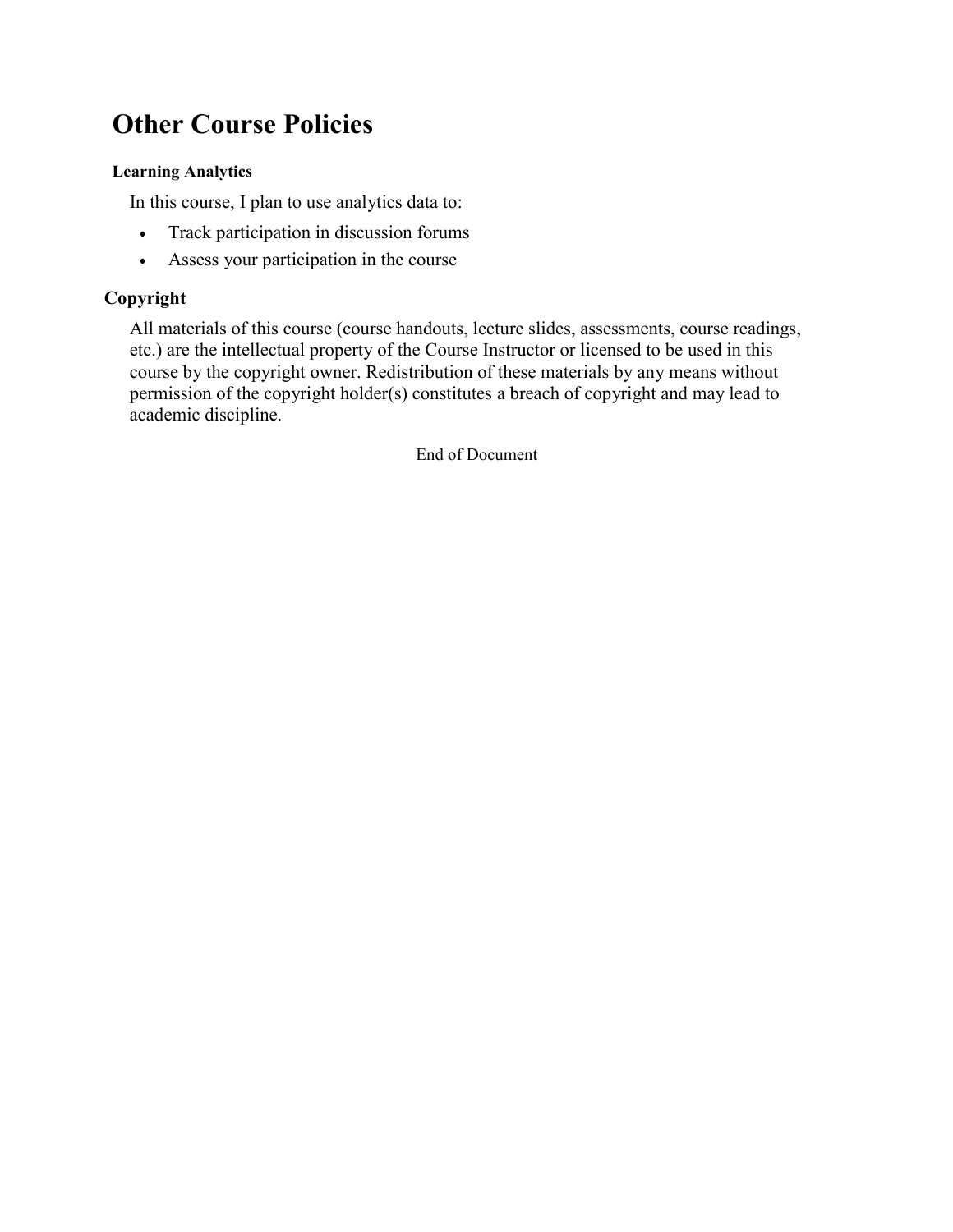# Other Course Policies

### Learning Analytics

In this course, I plan to use analytics data to:

- Track participation in discussion forums
- Assess your participation in the course

## Copyright

All materials of this course (course handouts, lecture slides, assessments, course readings, etc.) are the intellectual property of the Course Instructor or licensed to be used in this course by the copyright owner. Redistribution of these materials by any means without permission of the copyright holder(s) constitutes a breach of copyright and may lead to academic discipline.

End of Document